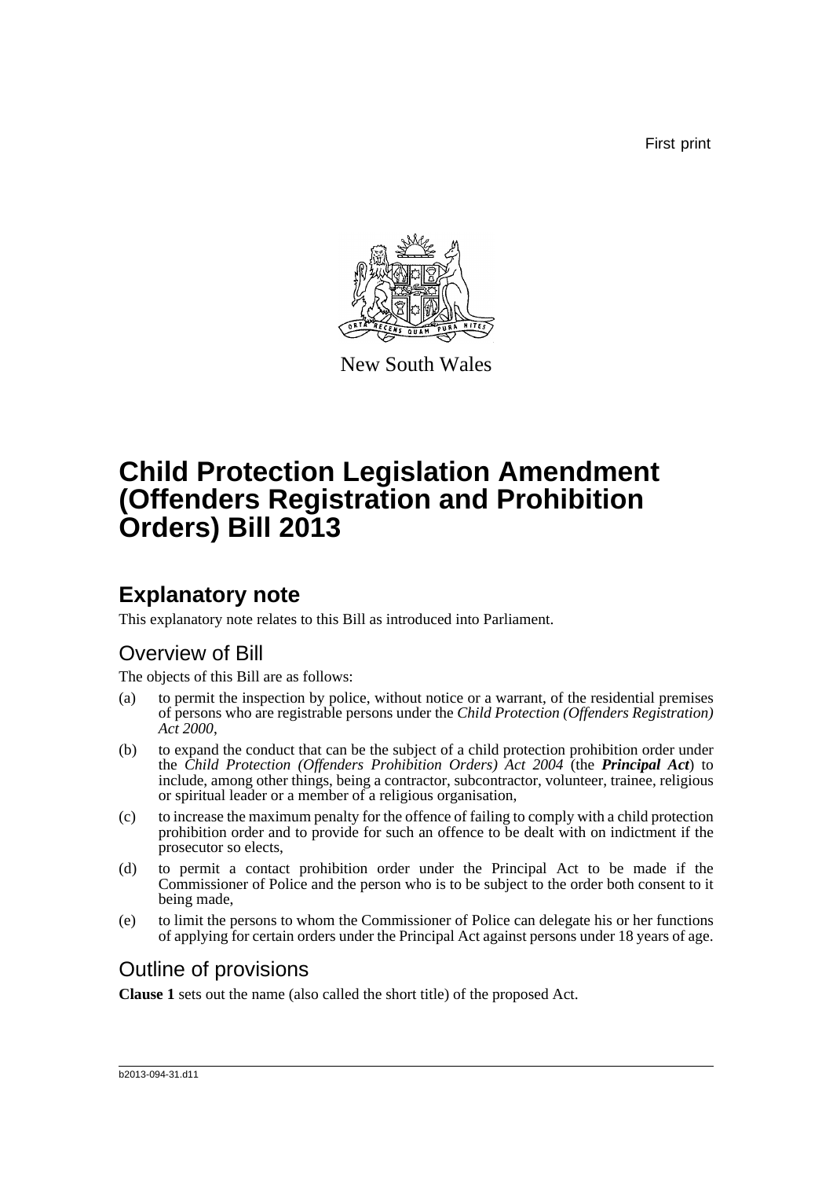First print

New South Wales

# Child Protection Legislation Amendment (Offenders Registration and Prohibition Orders) Bill 2013

## Explanatory note

This explanatory note relates to this Bill as introduced into Parliament.

### Overview of Bill

The objects of this Bill are as follows:

(a) to permit the inspection by police, without notice or a warrant, of the residential premises of persons who are registrable persons under the *Child Protection (Offenders Registration) Act 2000*,

(b) to expand the conduct that can be the subject of a child protection prohibition order under the *Child Protection (Offenders Prohibition Orders) Act 2004* (the ***Principal Act***) to include, among other things, being a contractor, subcontractor, volunteer, trainee, religious or spiritual leader or a member of a religious organisation,

(c) to increase the maximum penalty for the offence of failing to comply with a child protection prohibition order and to provide for such an offence to be dealt with on indictment if the prosecutor so elects,

(d) to permit a contact prohibition order under the Principal Act to be made if the Commissioner of Police and the person who is to be subject to the order both consent to it being made,

(e) to limit the persons to whom the Commissioner of Police can delegate his or her functions of applying for certain orders under the Principal Act against persons under 18 years of age.

### Outline of provisions

**Clause 1** sets out the name (also called the short title) of the proposed Act.

b2013-094-31.d11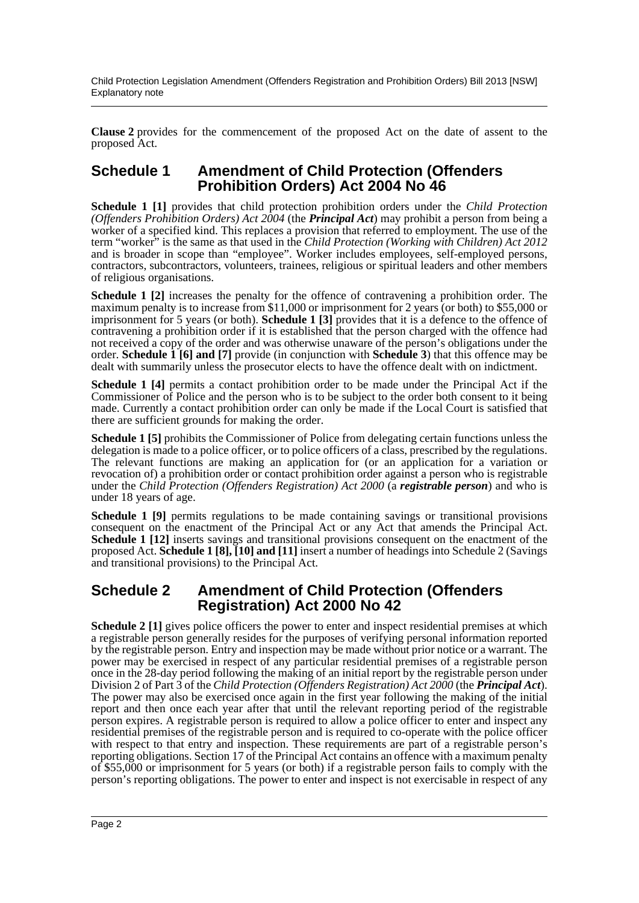**Clause 2** provides for the commencement of the proposed Act on the date of assent to the proposed Act.

## Schedule 1 Amendment of Child Protection (Offenders Prohibition Orders) Act 2004 No 46

**Schedule 1 [1]** provides that child protection prohibition orders under the *Child Protection (Offenders Prohibition Orders) Act 2004* (the ***Principal Act***) may prohibit a person from being a worker of a specified kind. This replaces a provision that referred to employment. The use of the term "worker" is the same as that used in the *Child Protection (Working with Children) Act 2012* and is broader in scope than "employee". Worker includes employees, self-employed persons, contractors, subcontractors, volunteers, trainees, religious or spiritual leaders and other members of religious organisations.

**Schedule 1 [2]** increases the penalty for the offence of contravening a prohibition order. The maximum penalty is to increase from $11,000 or imprisonment for 2 years (or both) to $55,000 or imprisonment for 5 years (or both). **Schedule 1 [3]** provides that it is a defence to the offence of contravening a prohibition order if it is established that the person charged with the offence had not received a copy of the order and was otherwise unaware of the person's obligations under the order. **Schedule 1 [6] and [7]** provide (in conjunction with **Schedule 3**) that this offence may be dealt with summarily unless the prosecutor elects to have the offence dealt with on indictment.

**Schedule 1 [4]** permits a contact prohibition order to be made under the Principal Act if the Commissioner of Police and the person who is to be subject to the order both consent to it being made. Currently a contact prohibition order can only be made if the Local Court is satisfied that there are sufficient grounds for making the order.

**Schedule 1 [5]** prohibits the Commissioner of Police from delegating certain functions unless the delegation is made to a police officer, or to police officers of a class, prescribed by the regulations. The relevant functions are making an application for (or an application for a variation or revocation of) a prohibition order or contact prohibition order against a person who is registrable under the *Child Protection (Offenders Registration) Act 2000* (a ***registrable person***) and who is under 18 years of age.

**Schedule 1 [9]** permits regulations to be made containing savings or transitional provisions consequent on the enactment of the Principal Act or any Act that amends the Principal Act. **Schedule 1 [12]** inserts savings and transitional provisions consequent on the enactment of the proposed Act. **Schedule 1 [8], [10] and [11]** insert a number of headings into Schedule 2 (Savings and transitional provisions) to the Principal Act.

## Schedule 2 Amendment of Child Protection (Offenders Registration) Act 2000 No 42

**Schedule 2 [1]** gives police officers the power to enter and inspect residential premises at which a registrable person generally resides for the purposes of verifying personal information reported by the registrable person. Entry and inspection may be made without prior notice or a warrant. The power may be exercised in respect of any particular residential premises of a registrable person once in the 28-day period following the making of an initial report by the registrable person under Division 2 of Part 3 of the *Child Protection (Offenders Registration) Act 2000* (the ***Principal Act***). The power may also be exercised once again in the first year following the making of the initial report and then once each year after that until the relevant reporting period of the registrable person expires. A registrable person is required to allow a police officer to enter and inspect any residential premises of the registrable person and is required to co-operate with the police officer with respect to that entry and inspection. These requirements are part of a registrable person's reporting obligations. Section 17 of the Principal Act contains an offence with a maximum penalty of $55,000 or imprisonment for 5 years (or both) if a registrable person fails to comply with the person's reporting obligations. The power to enter and inspect is not exercisable in respect of any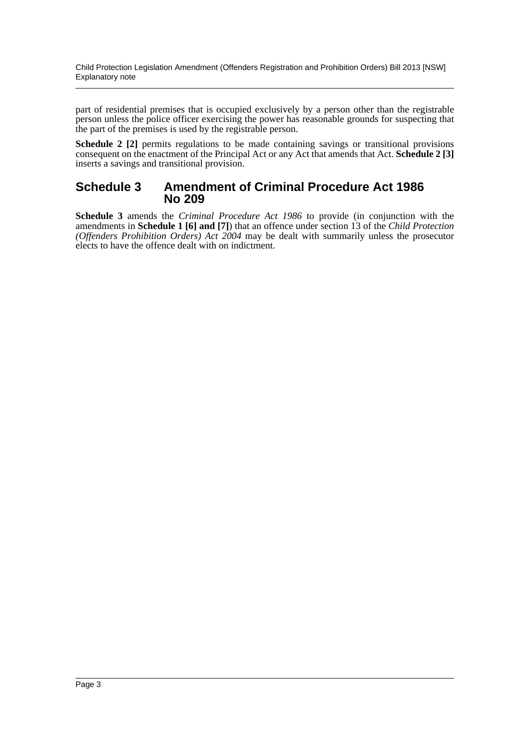part of residential premises that is occupied exclusively by a person other than the registrable person unless the police officer exercising the power has reasonable grounds for suspecting that the part of the premises is used by the registrable person.

**Schedule 2 [2]** permits regulations to be made containing savings or transitional provisions consequent on the enactment of the Principal Act or any Act that amends that Act. **Schedule 2 [3]** inserts a savings and transitional provision.

## Schedule 3 Amendment of Criminal Procedure Act 1986 No 209

**Schedule 3** amends the *Criminal Procedure Act 1986* to provide (in conjunction with the amendments in **Schedule 1 [6] and [7]**) that an offence under section 13 of the *Child Protection (Offenders Prohibition Orders) Act 2004* may be dealt with summarily unless the prosecutor elects to have the offence dealt with on indictment.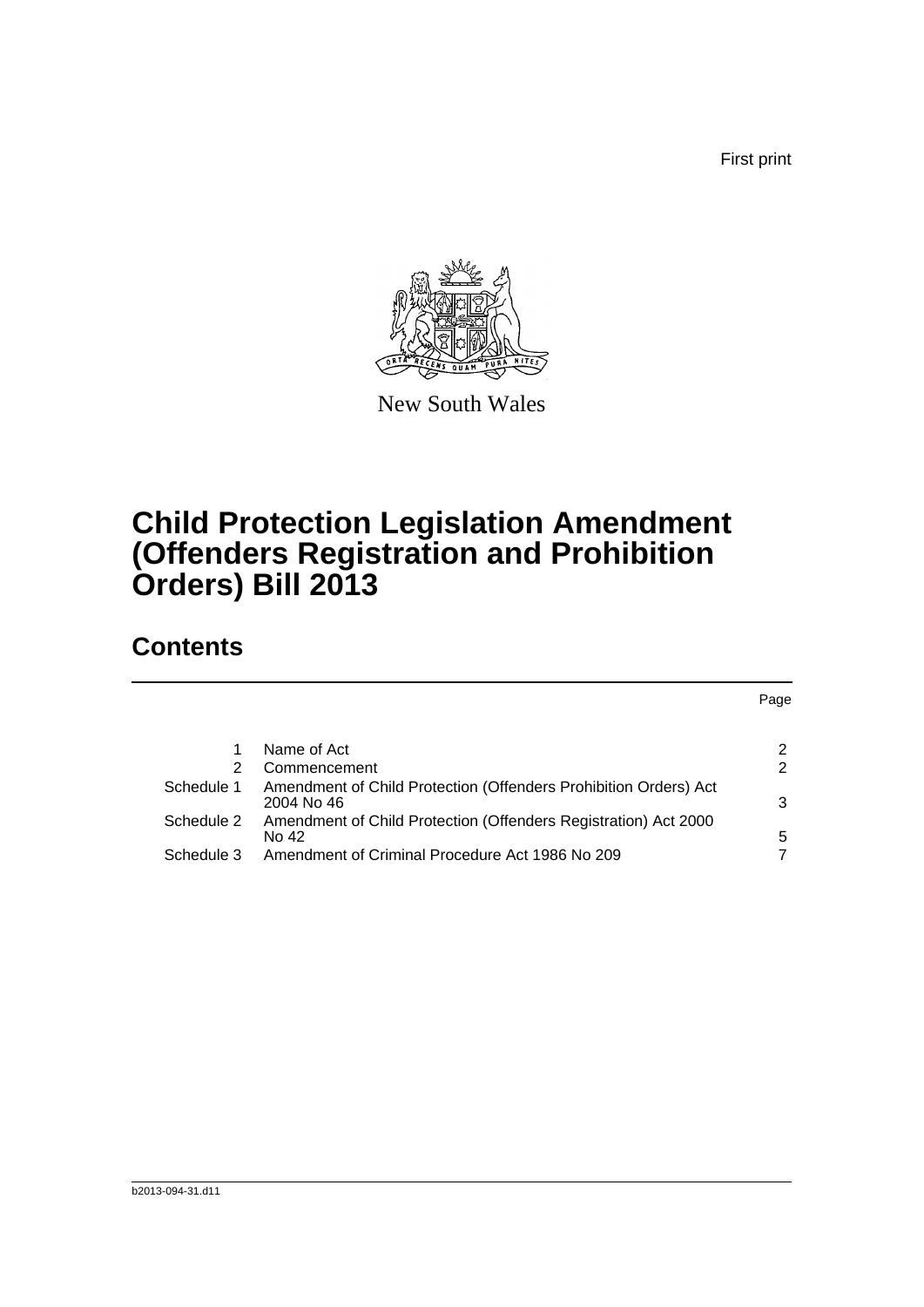First print

New South Wales

# Child Protection Legislation Amendment (Offenders Registration and Prohibition Orders) Bill 2013

## Contents

| | | Page |
|---|---|---|
| 1 | Name of Act | 2 |
| 2 | Commencement | 2 |
| Schedule 1 | Amendment of Child Protection (Offenders Prohibition Orders) Act 2004 No 46 | 3 |
| Schedule 2 | Amendment of Child Protection (Offenders Registration) Act 2000 No 42 | 5 |
| Schedule 3 | Amendment of Criminal Procedure Act 1986 No 209 | 7 |

b2013-094-31.d11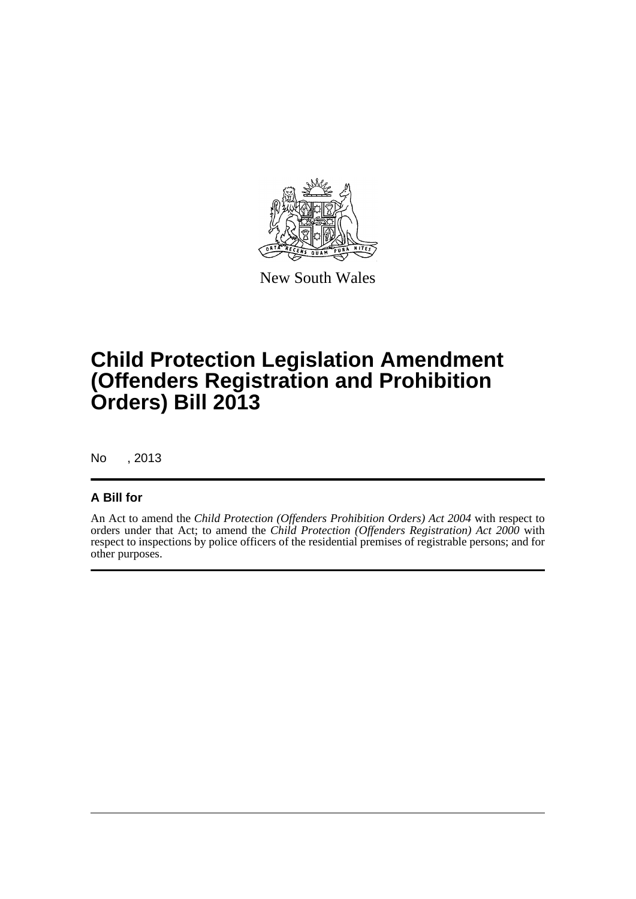New South Wales

# Child Protection Legislation Amendment (Offenders Registration and Prohibition Orders) Bill 2013

No , 2013

## A Bill for

An Act to amend the *Child Protection (Offenders Prohibition Orders) Act 2004* with respect to orders under that Act; to amend the *Child Protection (Offenders Registration) Act 2000* with respect to inspections by police officers of the residential premises of registrable persons; and for other purposes.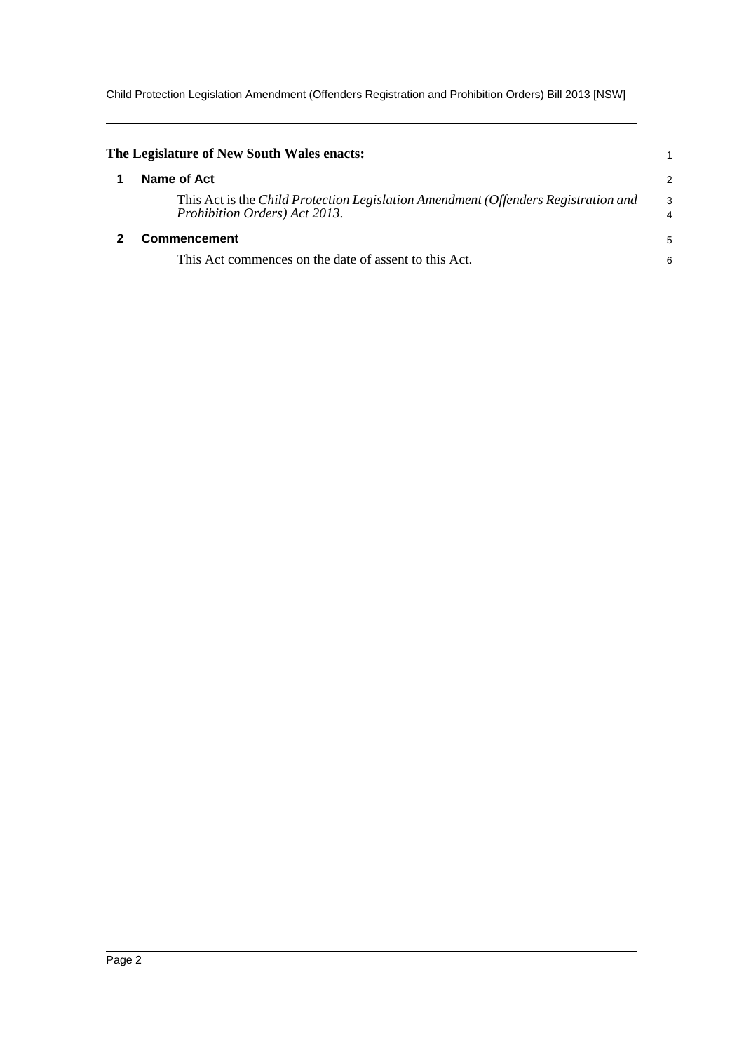**The Legislature of New South Wales enacts:**

## 1 Name of Act

This Act is the *Child Protection Legislation Amendment (Offenders Registration and Prohibition Orders) Act 2013*.

## 2 Commencement

This Act commences on the date of assent to this Act.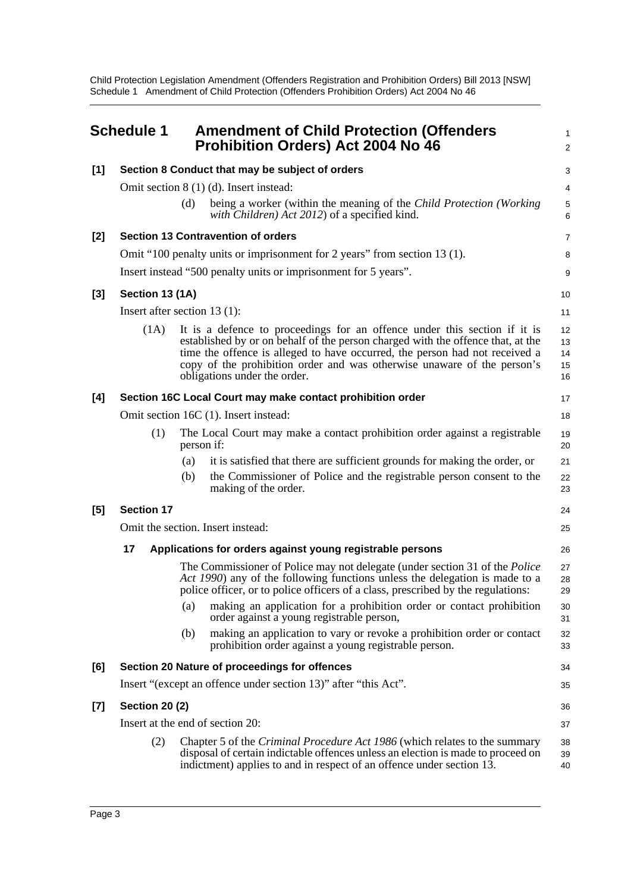## Schedule 1 Amendment of Child Protection (Offenders Prohibition Orders) Act 2004 No 46

**[1] Section 8 Conduct that may be subject of orders**

Omit section 8 (1) (d). Insert instead:

(d) being a worker (within the meaning of the *Child Protection (Working with Children) Act 2012*) of a specified kind.

**[2] Section 13 Contravention of orders**

Omit "100 penalty units or imprisonment for 2 years" from section 13 (1).

Insert instead "500 penalty units or imprisonment for 5 years".

**[3] Section 13 (1A)**

Insert after section 13 (1):

(1A) It is a defence to proceedings for an offence under this section if it is established by or on behalf of the person charged with the offence that, at the time the offence is alleged to have occurred, the person had not received a copy of the prohibition order and was otherwise unaware of the person's obligations under the order.

**[4] Section 16C Local Court may make contact prohibition order**

Omit section 16C (1). Insert instead:

(1) The Local Court may make a contact prohibition order against a registrable person if:

(a) it is satisfied that there are sufficient grounds for making the order, or

(b) the Commissioner of Police and the registrable person consent to the making of the order.

**[5] Section 17**

Omit the section. Insert instead:

**17 Applications for orders against young registrable persons**

The Commissioner of Police may not delegate (under section 31 of the *Police Act 1990*) any of the following functions unless the delegation is made to a police officer, or to police officers of a class, prescribed by the regulations:

(a) making an application for a prohibition order or contact prohibition order against a young registrable person,

(b) making an application to vary or revoke a prohibition order or contact prohibition order against a young registrable person.

**[6] Section 20 Nature of proceedings for offences**

Insert "(except an offence under section 13)" after "this Act".

**[7] Section 20 (2)**

Insert at the end of section 20:

(2) Chapter 5 of the *Criminal Procedure Act 1986* (which relates to the summary disposal of certain indictable offences unless an election is made to proceed on indictment) applies to and in respect of an offence under section 13.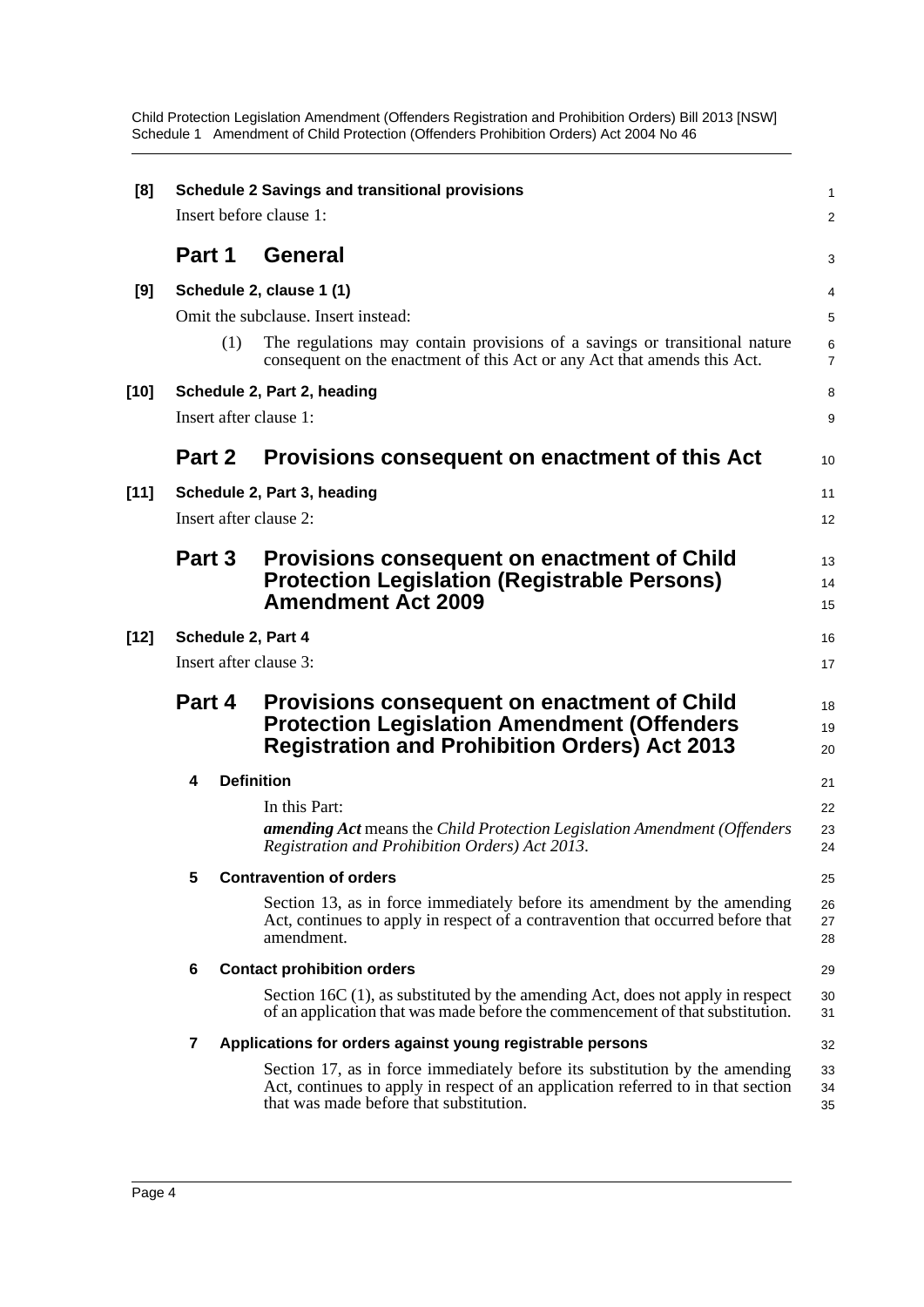**[8] Schedule 2 Savings and transitional provisions**

Insert before clause 1:

## Part 1 General

**[9] Schedule 2, clause 1 (1)**

Omit the subclause. Insert instead:

(1) The regulations may contain provisions of a savings or transitional nature consequent on the enactment of this Act or any Act that amends this Act.

**[10] Schedule 2, Part 2, heading**

Insert after clause 1:

## Part 2 Provisions consequent on enactment of this Act

**[11] Schedule 2, Part 3, heading**

Insert after clause 2:

## Part 3 Provisions consequent on enactment of Child Protection Legislation (Registrable Persons) Amendment Act 2009

**[12] Schedule 2, Part 4**

Insert after clause 3:

## Part 4 Provisions consequent on enactment of Child Protection Legislation Amendment (Offenders Registration and Prohibition Orders) Act 2013

### 4 Definition

In this Part:

***amending Act*** means the *Child Protection Legislation Amendment (Offenders Registration and Prohibition Orders) Act 2013*.

### 5 Contravention of orders

Section 13, as in force immediately before its amendment by the amending Act, continues to apply in respect of a contravention that occurred before that amendment.

### 6 Contact prohibition orders

Section 16C (1), as substituted by the amending Act, does not apply in respect of an application that was made before the commencement of that substitution.

### 7 Applications for orders against young registrable persons

Section 17, as in force immediately before its substitution by the amending Act, continues to apply in respect of an application referred to in that section that was made before that substitution.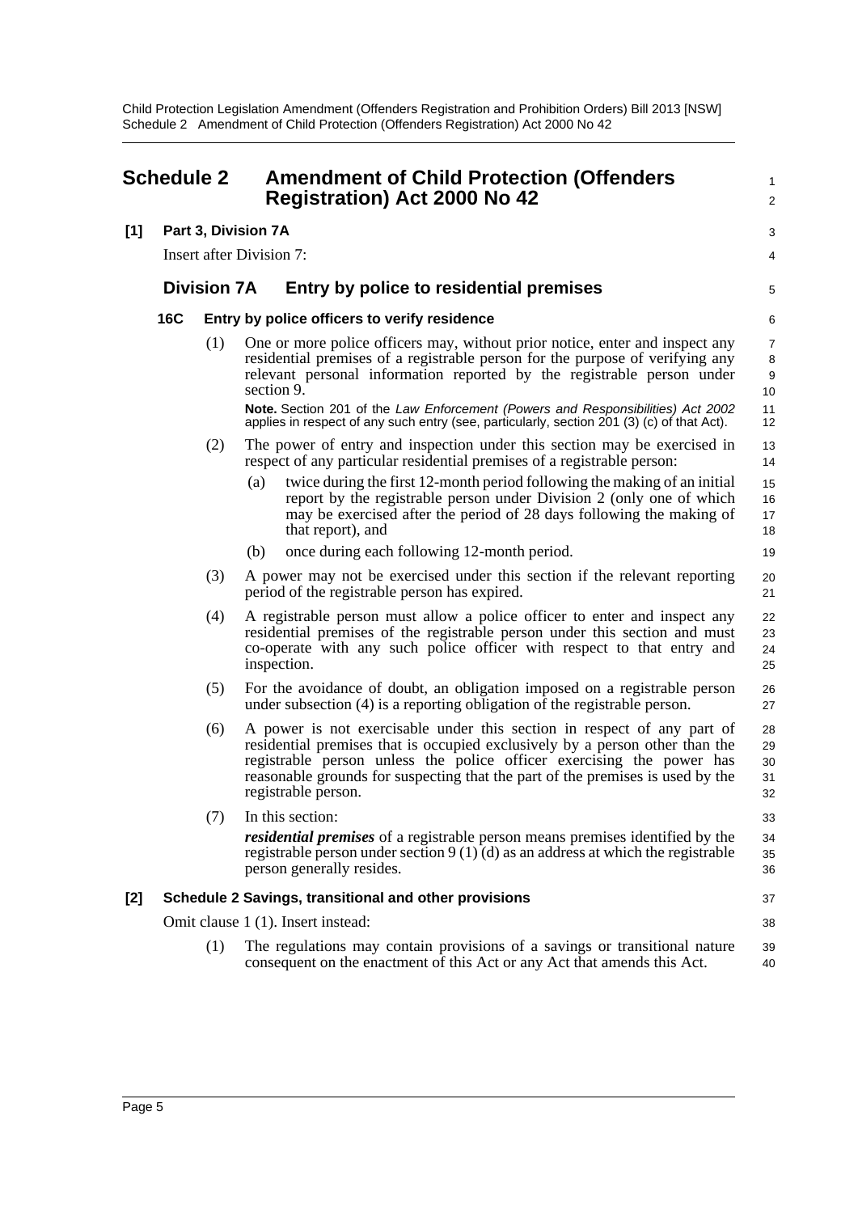# Schedule 2 Amendment of Child Protection (Offenders Registration) Act 2000 No 42

**[1] Part 3, Division 7A**

Insert after Division 7:

## Division 7A Entry by police to residential premises

### 16C Entry by police officers to verify residence

(1) One or more police officers may, without prior notice, enter and inspect any residential premises of a registrable person for the purpose of verifying any relevant personal information reported by the registrable person under section 9.

**Note.** Section 201 of the *Law Enforcement (Powers and Responsibilities) Act 2002* applies in respect of any such entry (see, particularly, section 201 (3) (c) of that Act).

(2) The power of entry and inspection under this section may be exercised in respect of any particular residential premises of a registrable person:

(a) twice during the first 12-month period following the making of an initial report by the registrable person under Division 2 (only one of which may be exercised after the period of 28 days following the making of that report), and

(b) once during each following 12-month period.

(3) A power may not be exercised under this section if the relevant reporting period of the registrable person has expired.

(4) A registrable person must allow a police officer to enter and inspect any residential premises of the registrable person under this section and must co-operate with any such police officer with respect to that entry and inspection.

(5) For the avoidance of doubt, an obligation imposed on a registrable person under subsection (4) is a reporting obligation of the registrable person.

(6) A power is not exercisable under this section in respect of any part of residential premises that is occupied exclusively by a person other than the registrable person unless the police officer exercising the power has reasonable grounds for suspecting that the part of the premises is used by the registrable person.

(7) In this section:

***residential premises*** of a registrable person means premises identified by the registrable person under section 9 (1) (d) as an address at which the registrable person generally resides.

**[2] Schedule 2 Savings, transitional and other provisions**

Omit clause 1 (1). Insert instead:

(1) The regulations may contain provisions of a savings or transitional nature consequent on the enactment of this Act or any Act that amends this Act.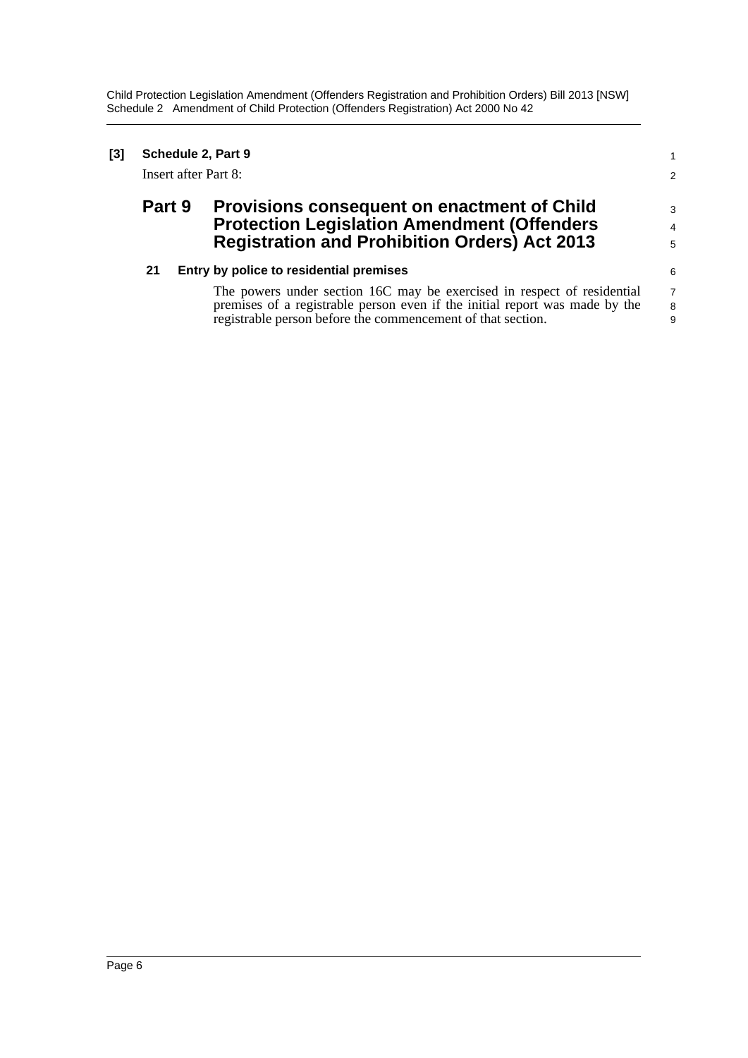**[3] Schedule 2, Part 9**

Insert after Part 8:

## Part 9 Provisions consequent on enactment of Child Protection Legislation Amendment (Offenders Registration and Prohibition Orders) Act 2013

### 21 Entry by police to residential premises

The powers under section 16C may be exercised in respect of residential premises of a registrable person even if the initial report was made by the registrable person before the commencement of that section.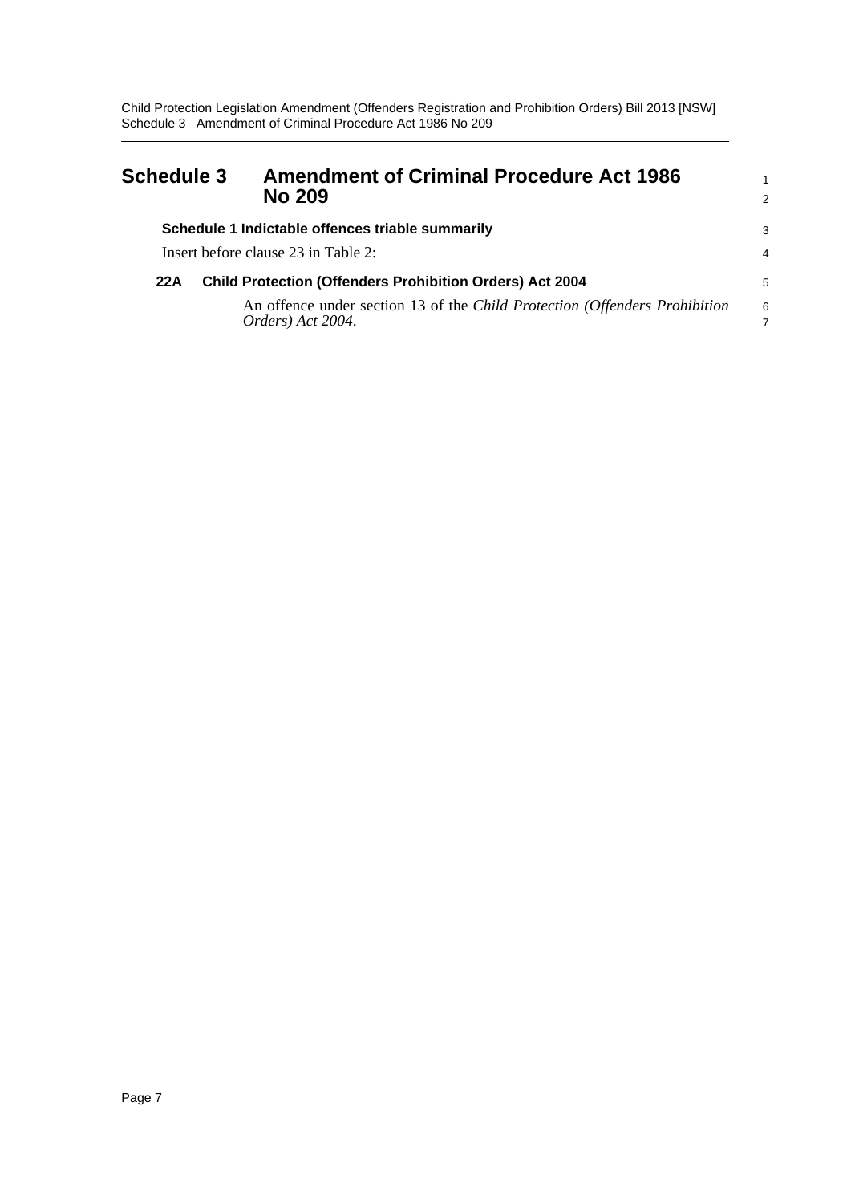# Schedule 3 Amendment of Criminal Procedure Act 1986 No 209

**Schedule 1 Indictable offences triable summarily**

Insert before clause 23 in Table 2:

**22A Child Protection (Offenders Prohibition Orders) Act 2004**

An offence under section 13 of the *Child Protection (Offenders Prohibition Orders) Act 2004*.